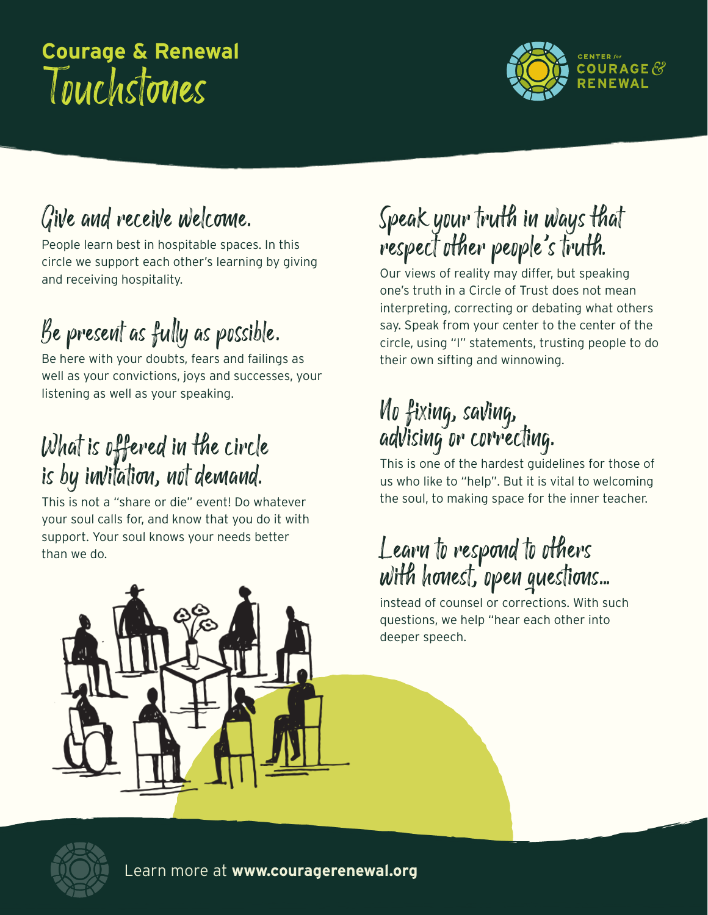# Courage & Renewal Touchstones

CENTER *for* COURAGE & RENEWAL

## Give and receive welcome.

People learn best in hospitable spaces. In this circle we support each other's learning by giving and receiving hospitality.

## Be present as fully as possible.

Be here with your doubts, fears and failings as well as your convictions, joys and successes, your listening as well as your speaking.

## What is offered in the circle is by invitation, not demand.

This is not a "share or die" event! Do whatever your soul calls for, and know that you do it with support. Your soul knows your needs better than we do.

## Speak your truth in ways that respect other people's truth.

Our views of reality may differ, but speaking one's truth in a Circle of Trust does not mean interpreting, correcting or debating what others say. Speak from your center to the center of the circle, using "I" statements, trusting people to do their own sifting and winnowing.

## No fixing, saving, advising or correcting.

This is one of the hardest guidelines for those of us who like to "help". But it is vital to welcoming the soul, to making space for the inner teacher.

## Learn to respond to others with honest, open questions…

instead of counsel or corrections. With such questions, we help "hear each other into deeper speech.

Learn more at **www.couragerenewal.org**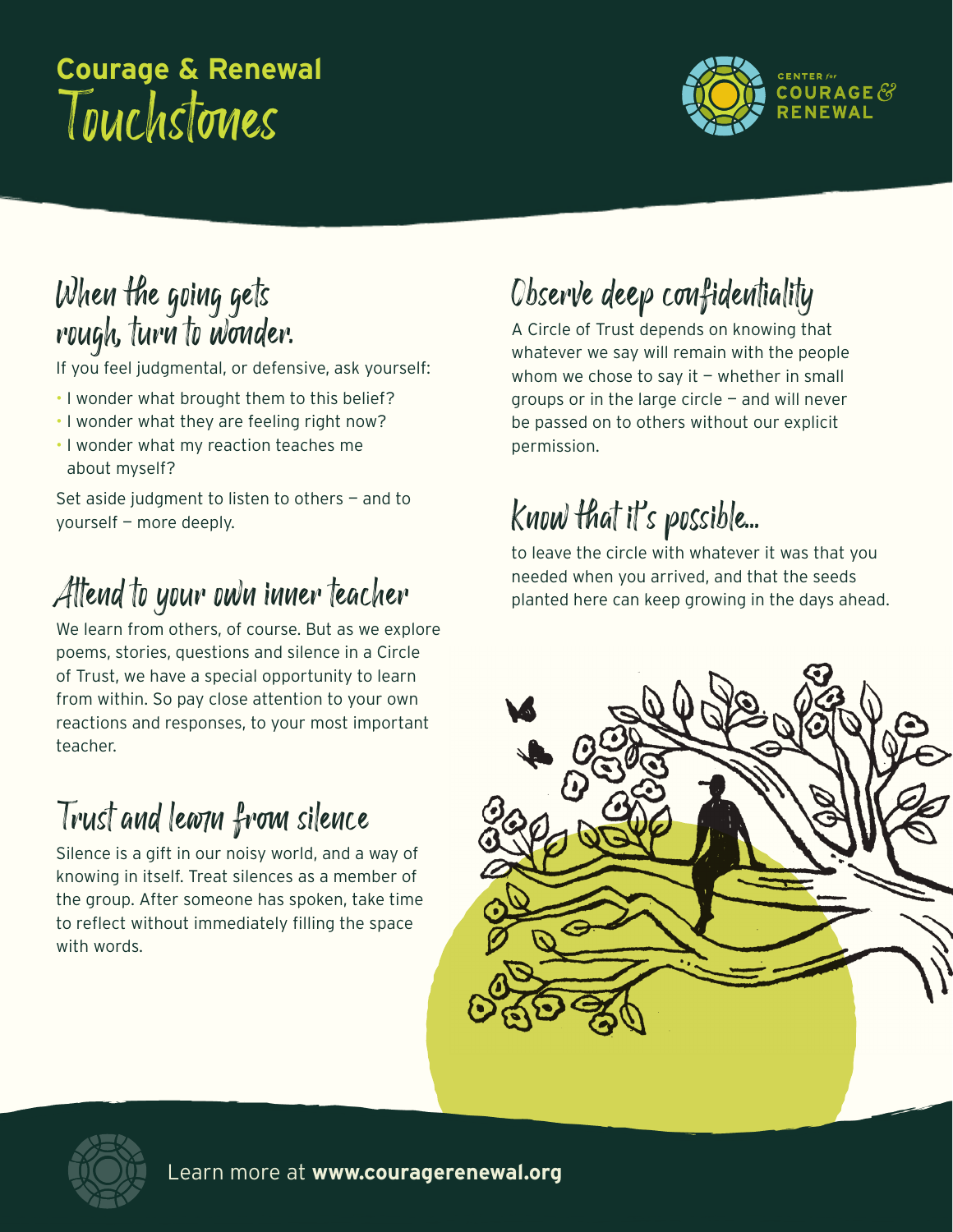# Courage & Renewal Touchstones

CENTER for COURAGE & RENEWAL

## When the going gets rough, turn to wonder.

If you feel judgmental, or defensive, ask yourself:

- I wonder what brought them to this belief?
- I wonder what they are feeling right now?
- I wonder what my reaction teaches me about myself?

Set aside judgment to listen to others — and to yourself — more deeply.

## Attend to your own inner teacher

We learn from others, of course. But as we explore poems, stories, questions and silence in a Circle of Trust, we have a special opportunity to learn from within. So pay close attention to your own reactions and responses, to your most important teacher.

## Trust and learn from silence

Silence is a gift in our noisy world, and a way of knowing in itself. Treat silences as a member of the group. After someone has spoken, take time to reflect without immediately filling the space with words.

## Observe deep confidentiality

A Circle of Trust depends on knowing that whatever we say will remain with the people whom we chose to say it — whether in small groups or in the large circle — and will never be passed on to others without our explicit permission.

## Know that it's possible...

to leave the circle with whatever it was that you needed when you arrived, and that the seeds planted here can keep growing in the days ahead.

Learn more at **www.couragerenewal.org**